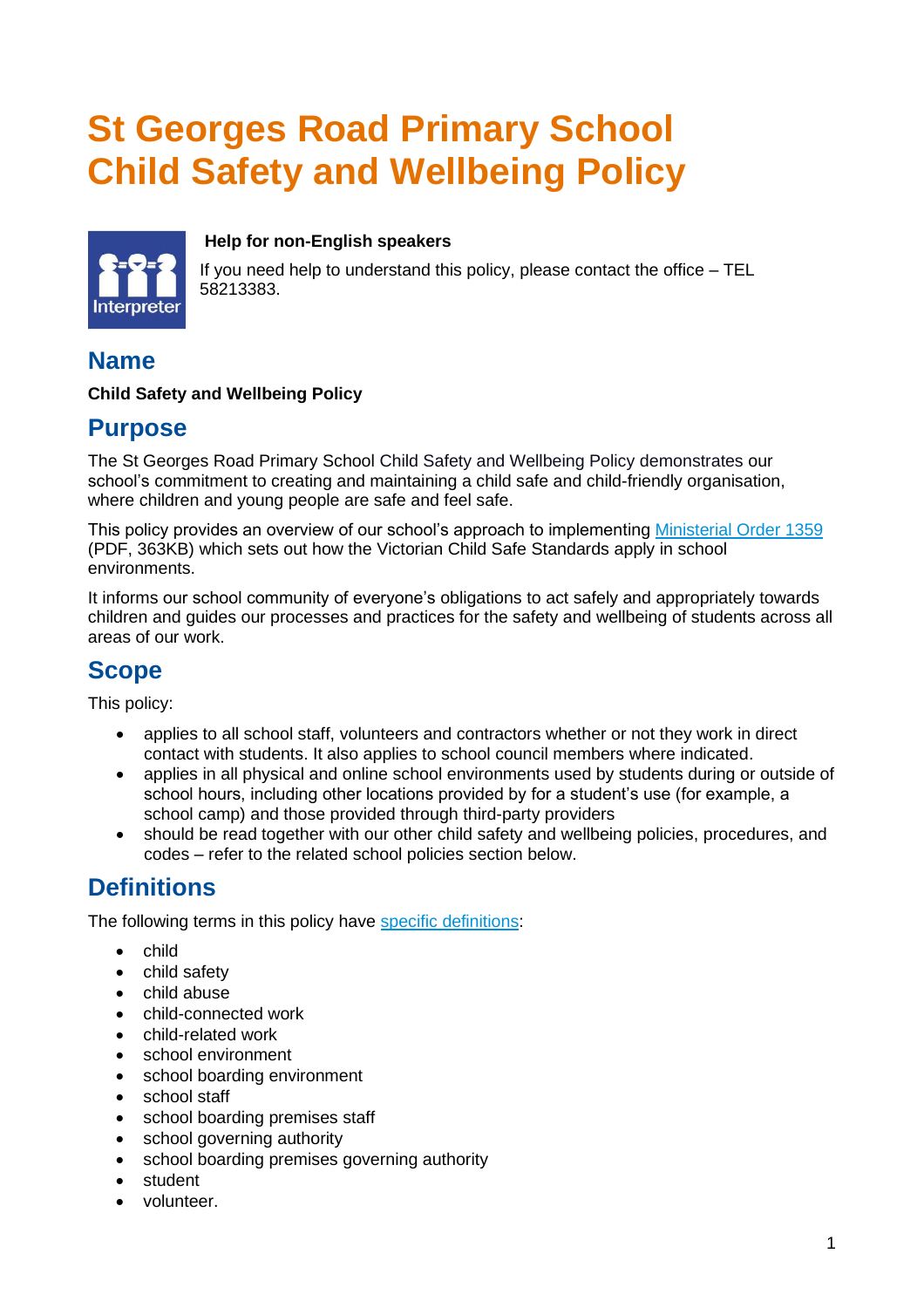# St Georges Road Primary School Child Safety and Wellbeing Policy

**Help for non-English speakers**

If you need help to understand this policy, please contact the office – TEL 58213383.

## Name

**Child Safety and Wellbeing Policy**

## Purpose

The St Georges Road Primary School Child Safety and Wellbeing Policy demonstrates our school's commitment to creating and maintaining a child safe and child-friendly organisation, where children and young people are safe and feel safe.

This policy provides an overview of our school's approach to implementing [Ministerial Order 1359](#) (PDF, 363KB) which sets out how the Victorian Child Safe Standards apply in school environments.

It informs our school community of everyone's obligations to act safely and appropriately towards children and guides our processes and practices for the safety and wellbeing of students across all areas of our work.

## Scope

This policy:

- applies to all school staff, volunteers and contractors whether or not they work in direct contact with students. It also applies to school council members where indicated.
- applies in all physical and online school environments used by students during or outside of school hours, including other locations provided by for a student's use (for example, a school camp) and those provided through third-party providers
- should be read together with our other child safety and wellbeing policies, procedures, and codes – refer to the related school policies section below.

## Definitions

The following terms in this policy have [specific definitions](#):

- child
- child safety
- child abuse
- child-connected work
- child-related work
- school environment
- school boarding environment
- school staff
- school boarding premises staff
- school governing authority
- school boarding premises governing authority
- student
- volunteer.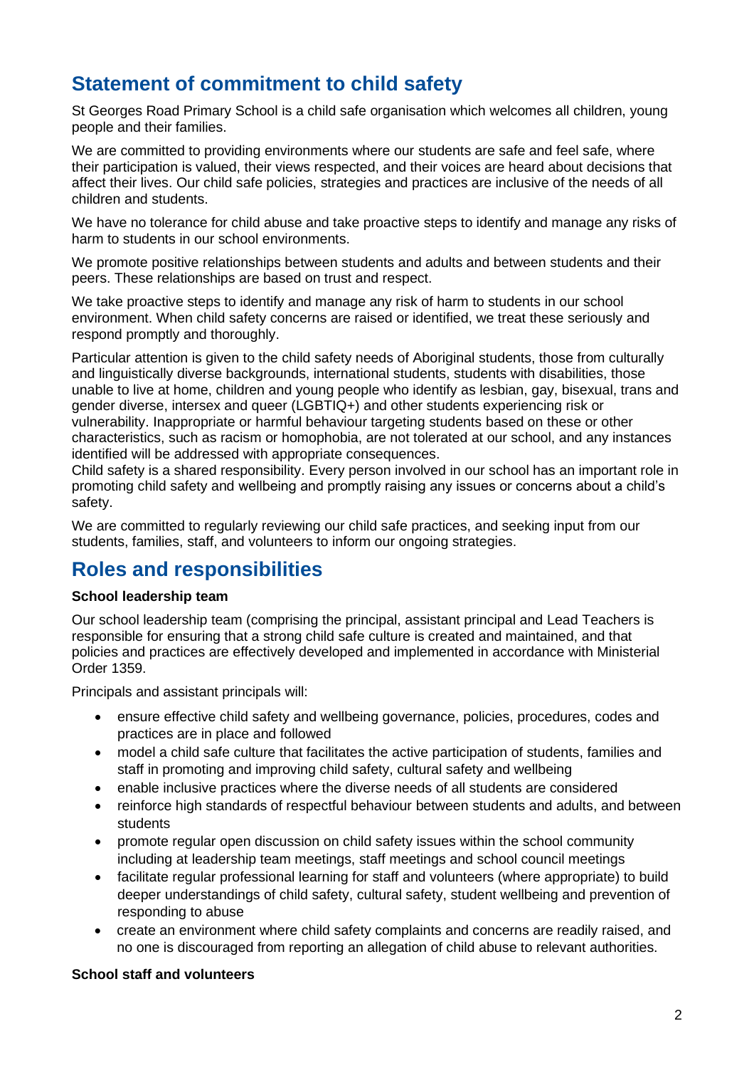## Statement of commitment to child safety

St Georges Road Primary School is a child safe organisation which welcomes all children, young people and their families.

We are committed to providing environments where our students are safe and feel safe, where their participation is valued, their views respected, and their voices are heard about decisions that affect their lives. Our child safe policies, strategies and practices are inclusive of the needs of all children and students.

We have no tolerance for child abuse and take proactive steps to identify and manage any risks of harm to students in our school environments.

We promote positive relationships between students and adults and between students and their peers. These relationships are based on trust and respect.

We take proactive steps to identify and manage any risk of harm to students in our school environment. When child safety concerns are raised or identified, we treat these seriously and respond promptly and thoroughly.

Particular attention is given to the child safety needs of Aboriginal students, those from culturally and linguistically diverse backgrounds, international students, students with disabilities, those unable to live at home, children and young people who identify as lesbian, gay, bisexual, trans and gender diverse, intersex and queer (LGBTIQ+) and other students experiencing risk or vulnerability. Inappropriate or harmful behaviour targeting students based on these or other characteristics, such as racism or homophobia, are not tolerated at our school, and any instances identified will be addressed with appropriate consequences.
Child safety is a shared responsibility. Every person involved in our school has an important role in promoting child safety and wellbeing and promptly raising any issues or concerns about a child's safety.

We are committed to regularly reviewing our child safe practices, and seeking input from our students, families, staff, and volunteers to inform our ongoing strategies.

## Roles and responsibilities

**School leadership team**

Our school leadership team (comprising the principal, assistant principal and Lead Teachers is responsible for ensuring that a strong child safe culture is created and maintained, and that policies and practices are effectively developed and implemented in accordance with Ministerial Order 1359.

Principals and assistant principals will:

- ensure effective child safety and wellbeing governance, policies, procedures, codes and practices are in place and followed
- model a child safe culture that facilitates the active participation of students, families and staff in promoting and improving child safety, cultural safety and wellbeing
- enable inclusive practices where the diverse needs of all students are considered
- reinforce high standards of respectful behaviour between students and adults, and between students
- promote regular open discussion on child safety issues within the school community including at leadership team meetings, staff meetings and school council meetings
- facilitate regular professional learning for staff and volunteers (where appropriate) to build deeper understandings of child safety, cultural safety, student wellbeing and prevention of responding to abuse
- create an environment where child safety complaints and concerns are readily raised, and no one is discouraged from reporting an allegation of child abuse to relevant authorities.

**School staff and volunteers**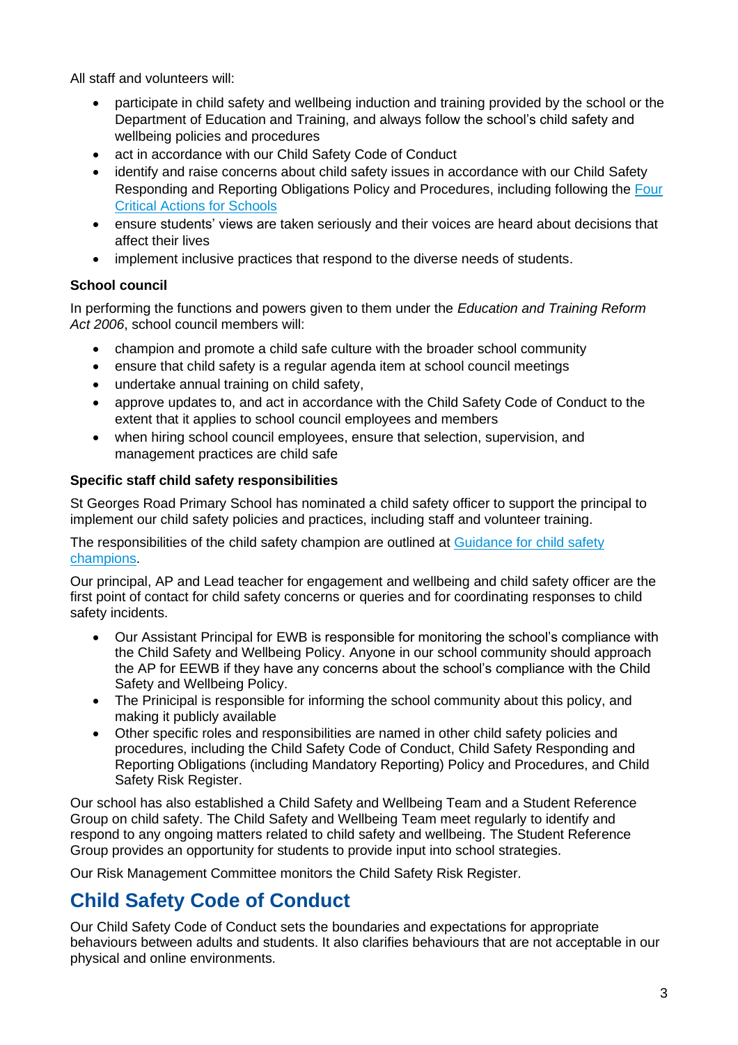All staff and volunteers will:

- participate in child safety and wellbeing induction and training provided by the school or the Department of Education and Training, and always follow the school's child safety and wellbeing policies and procedures
- act in accordance with our Child Safety Code of Conduct
- identify and raise concerns about child safety issues in accordance with our Child Safety Responding and Reporting Obligations Policy and Procedures, including following the [Four Critical Actions for Schools]
- ensure students' views are taken seriously and their voices are heard about decisions that affect their lives
- implement inclusive practices that respond to the diverse needs of students.

### School council

In performing the functions and powers given to them under the *Education and Training Reform Act 2006*, school council members will:

- champion and promote a child safe culture with the broader school community
- ensure that child safety is a regular agenda item at school council meetings
- undertake annual training on child safety,
- approve updates to, and act in accordance with the Child Safety Code of Conduct to the extent that it applies to school council employees and members
- when hiring school council employees, ensure that selection, supervision, and management practices are child safe

### Specific staff child safety responsibilities

St Georges Road Primary School has nominated a child safety officer to support the principal to implement our child safety policies and practices, including staff and volunteer training.

The responsibilities of the child safety champion are outlined at [Guidance for child safety champions].

Our principal, AP and Lead teacher for engagement and wellbeing and child safety officer are the first point of contact for child safety concerns or queries and for coordinating responses to child safety incidents.

- Our Assistant Principal for EWB is responsible for monitoring the school's compliance with the Child Safety and Wellbeing Policy. Anyone in our school community should approach the AP for EEWB if they have any concerns about the school's compliance with the Child Safety and Wellbeing Policy.
- The Prinicipal is responsible for informing the school community about this policy, and making it publicly available
- Other specific roles and responsibilities are named in other child safety policies and procedures, including the Child Safety Code of Conduct, Child Safety Responding and Reporting Obligations (including Mandatory Reporting) Policy and Procedures, and Child Safety Risk Register.

Our school has also established a Child Safety and Wellbeing Team and a Student Reference Group on child safety. The Child Safety and Wellbeing Team meet regularly to identify and respond to any ongoing matters related to child safety and wellbeing. The Student Reference Group provides an opportunity for students to provide input into school strategies.

Our Risk Management Committee monitors the Child Safety Risk Register.

## Child Safety Code of Conduct

Our Child Safety Code of Conduct sets the boundaries and expectations for appropriate behaviours between adults and students. It also clarifies behaviours that are not acceptable in our physical and online environments.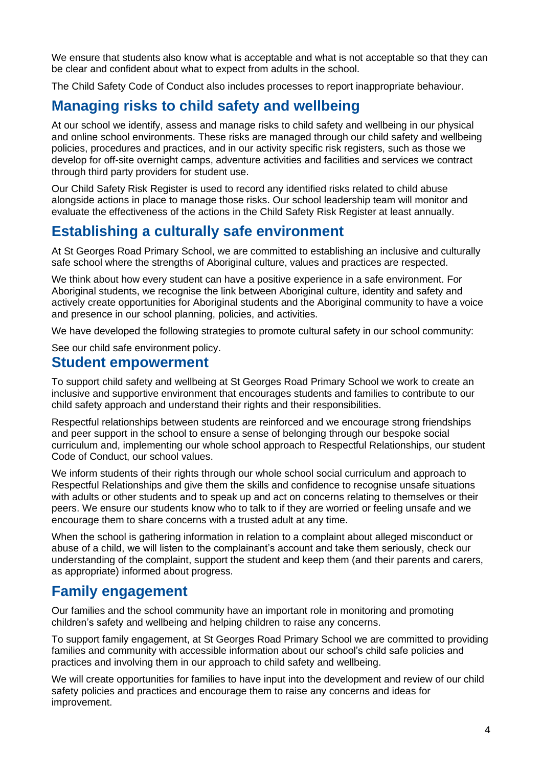We ensure that students also know what is acceptable and what is not acceptable so that they can be clear and confident about what to expect from adults in the school.

The Child Safety Code of Conduct also includes processes to report inappropriate behaviour.

## Managing risks to child safety and wellbeing

At our school we identify, assess and manage risks to child safety and wellbeing in our physical and online school environments. These risks are managed through our child safety and wellbeing policies, procedures and practices, and in our activity specific risk registers, such as those we develop for off-site overnight camps, adventure activities and facilities and services we contract through third party providers for student use.

Our Child Safety Risk Register is used to record any identified risks related to child abuse alongside actions in place to manage those risks. Our school leadership team will monitor and evaluate the effectiveness of the actions in the Child Safety Risk Register at least annually.

## Establishing a culturally safe environment

At St Georges Road Primary School, we are committed to establishing an inclusive and culturally safe school where the strengths of Aboriginal culture, values and practices are respected.

We think about how every student can have a positive experience in a safe environment. For Aboriginal students, we recognise the link between Aboriginal culture, identity and safety and actively create opportunities for Aboriginal students and the Aboriginal community to have a voice and presence in our school planning, policies, and activities.

We have developed the following strategies to promote cultural safety in our school community:

See our child safe environment policy.

## Student empowerment

To support child safety and wellbeing at St Georges Road Primary School we work to create an inclusive and supportive environment that encourages students and families to contribute to our child safety approach and understand their rights and their responsibilities.

Respectful relationships between students are reinforced and we encourage strong friendships and peer support in the school to ensure a sense of belonging through our bespoke social curriculum and, implementing our whole school approach to Respectful Relationships, our student Code of Conduct, our school values.

We inform students of their rights through our whole school social curriculum and approach to Respectful Relationships and give them the skills and confidence to recognise unsafe situations with adults or other students and to speak up and act on concerns relating to themselves or their peers. We ensure our students know who to talk to if they are worried or feeling unsafe and we encourage them to share concerns with a trusted adult at any time.

When the school is gathering information in relation to a complaint about alleged misconduct or abuse of a child, we will listen to the complainant's account and take them seriously, check our understanding of the complaint, support the student and keep them (and their parents and carers, as appropriate) informed about progress.

## Family engagement

Our families and the school community have an important role in monitoring and promoting children's safety and wellbeing and helping children to raise any concerns.

To support family engagement, at St Georges Road Primary School we are committed to providing families and community with accessible information about our school's child safe policies and practices and involving them in our approach to child safety and wellbeing.

We will create opportunities for families to have input into the development and review of our child safety policies and practices and encourage them to raise any concerns and ideas for improvement.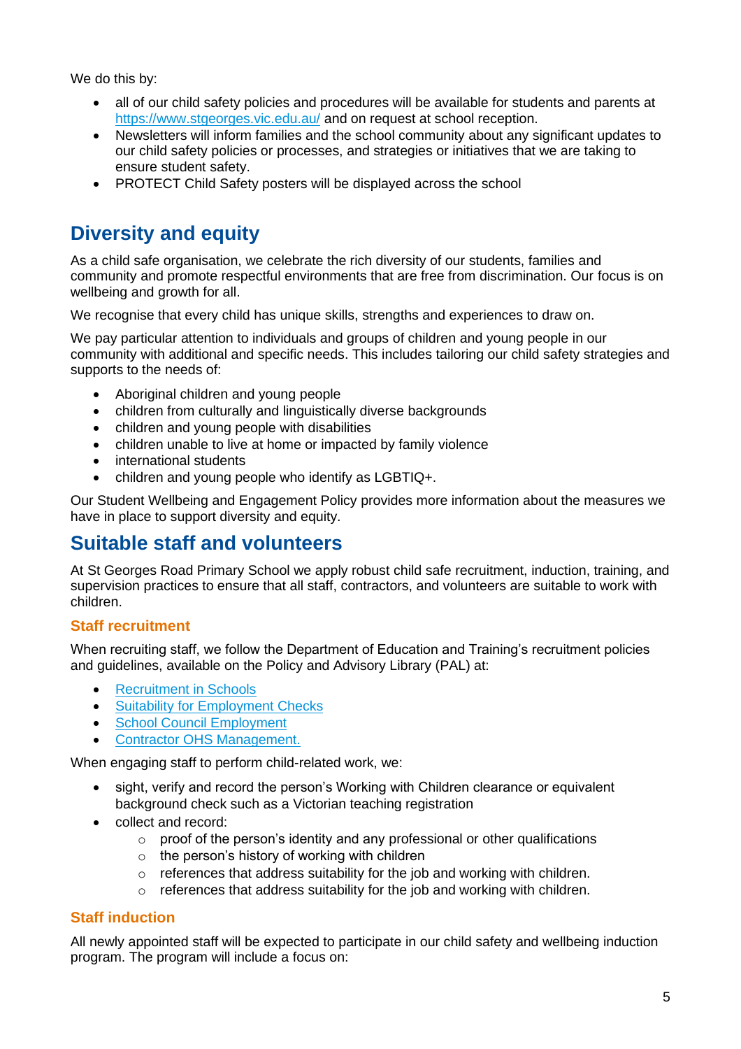We do this by:

- all of our child safety policies and procedures will be available for students and parents at [https://www.stgeorges.vic.edu.au/](https://www.stgeorges.vic.edu.au/) and on request at school reception.
- Newsletters will inform families and the school community about any significant updates to our child safety policies or processes, and strategies or initiatives that we are taking to ensure student safety.
- PROTECT Child Safety posters will be displayed across the school

## Diversity and equity

As a child safe organisation, we celebrate the rich diversity of our students, families and community and promote respectful environments that are free from discrimination. Our focus is on wellbeing and growth for all.

We recognise that every child has unique skills, strengths and experiences to draw on.

We pay particular attention to individuals and groups of children and young people in our community with additional and specific needs. This includes tailoring our child safety strategies and supports to the needs of:

- Aboriginal children and young people
- children from culturally and linguistically diverse backgrounds
- children and young people with disabilities
- children unable to live at home or impacted by family violence
- international students
- children and young people who identify as LGBTIQ+.

Our Student Wellbeing and Engagement Policy provides more information about the measures we have in place to support diversity and equity.

## Suitable staff and volunteers

At St Georges Road Primary School we apply robust child safe recruitment, induction, training, and supervision practices to ensure that all staff, contractors, and volunteers are suitable to work with children.

### Staff recruitment

When recruiting staff, we follow the Department of Education and Training's recruitment policies and guidelines, available on the Policy and Advisory Library (PAL) at:

- Recruitment in Schools
- Suitability for Employment Checks
- School Council Employment
- Contractor OHS Management.

When engaging staff to perform child-related work, we:

- sight, verify and record the person's Working with Children clearance or equivalent background check such as a Victorian teaching registration
- collect and record:
  - proof of the person's identity and any professional or other qualifications
  - the person's history of working with children
  - references that address suitability for the job and working with children.
  - references that address suitability for the job and working with children.

### Staff induction

All newly appointed staff will be expected to participate in our child safety and wellbeing induction program. The program will include a focus on: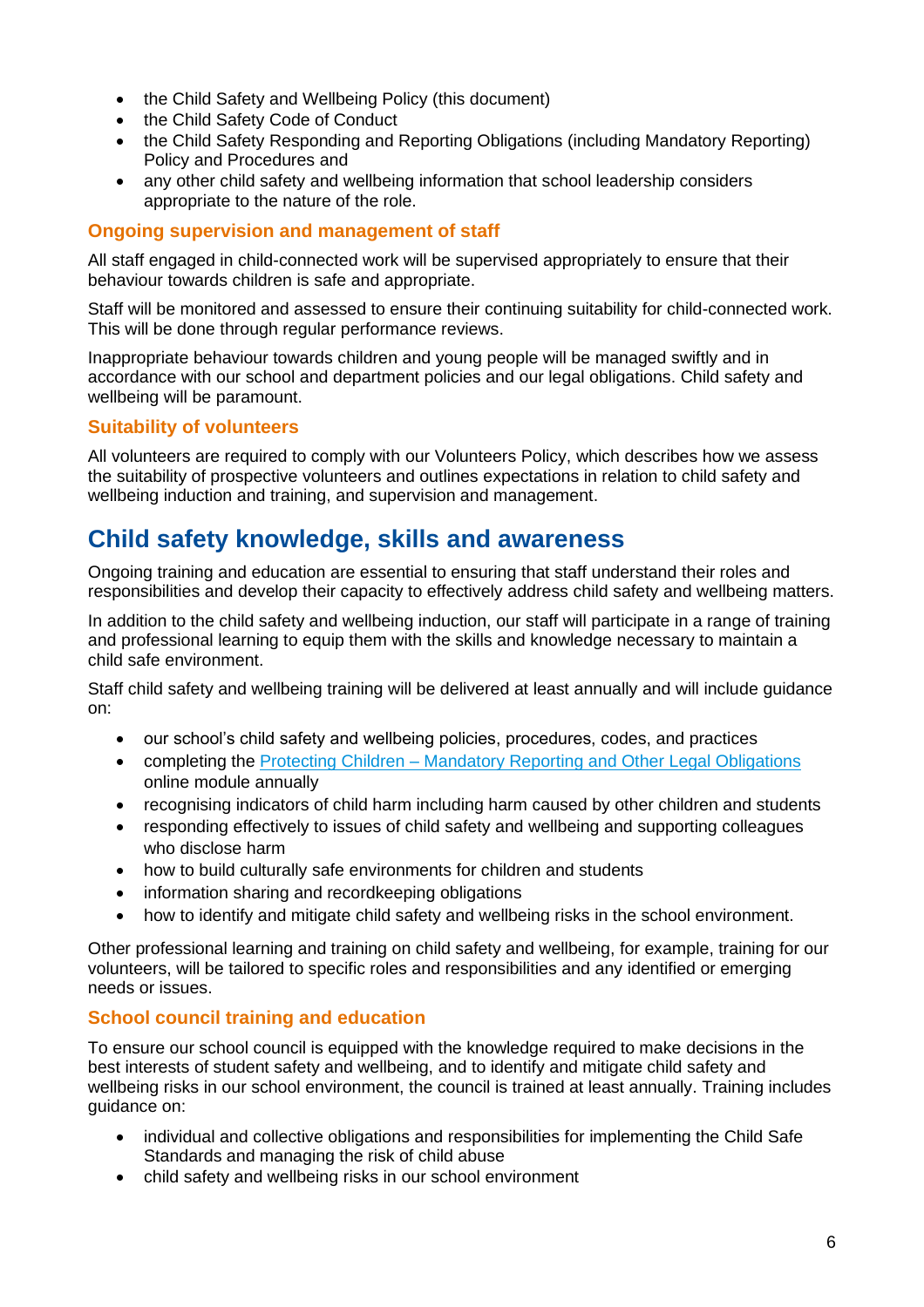- the Child Safety and Wellbeing Policy (this document)
- the Child Safety Code of Conduct
- the Child Safety Responding and Reporting Obligations (including Mandatory Reporting) Policy and Procedures and
- any other child safety and wellbeing information that school leadership considers appropriate to the nature of the role.

### Ongoing supervision and management of staff

All staff engaged in child-connected work will be supervised appropriately to ensure that their behaviour towards children is safe and appropriate.

Staff will be monitored and assessed to ensure their continuing suitability for child-connected work. This will be done through regular performance reviews.

Inappropriate behaviour towards children and young people will be managed swiftly and in accordance with our school and department policies and our legal obligations. Child safety and wellbeing will be paramount.

### Suitability of volunteers

All volunteers are required to comply with our Volunteers Policy, which describes how we assess the suitability of prospective volunteers and outlines expectations in relation to child safety and wellbeing induction and training, and supervision and management.

## Child safety knowledge, skills and awareness

Ongoing training and education are essential to ensuring that staff understand their roles and responsibilities and develop their capacity to effectively address child safety and wellbeing matters.

In addition to the child safety and wellbeing induction, our staff will participate in a range of training and professional learning to equip them with the skills and knowledge necessary to maintain a child safe environment.

Staff child safety and wellbeing training will be delivered at least annually and will include guidance on:

- our school's child safety and wellbeing policies, procedures, codes, and practices
- completing the Protecting Children – Mandatory Reporting and Other Legal Obligations online module annually
- recognising indicators of child harm including harm caused by other children and students
- responding effectively to issues of child safety and wellbeing and supporting colleagues who disclose harm
- how to build culturally safe environments for children and students
- information sharing and recordkeeping obligations
- how to identify and mitigate child safety and wellbeing risks in the school environment.

Other professional learning and training on child safety and wellbeing, for example, training for our volunteers, will be tailored to specific roles and responsibilities and any identified or emerging needs or issues.

### School council training and education

To ensure our school council is equipped with the knowledge required to make decisions in the best interests of student safety and wellbeing, and to identify and mitigate child safety and wellbeing risks in our school environment, the council is trained at least annually. Training includes guidance on:

- individual and collective obligations and responsibilities for implementing the Child Safe Standards and managing the risk of child abuse
- child safety and wellbeing risks in our school environment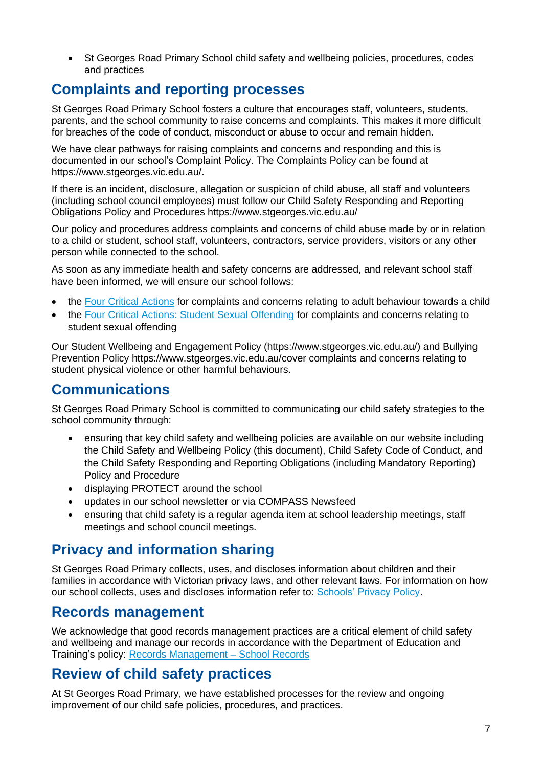- St Georges Road Primary School child safety and wellbeing policies, procedures, codes and practices

## Complaints and reporting processes

St Georges Road Primary School fosters a culture that encourages staff, volunteers, students, parents, and the school community to raise concerns and complaints. This makes it more difficult for breaches of the code of conduct, misconduct or abuse to occur and remain hidden.

We have clear pathways for raising complaints and concerns and responding and this is documented in our school's Complaint Policy. The Complaints Policy can be found at https://www.stgeorges.vic.edu.au/.

If there is an incident, disclosure, allegation or suspicion of child abuse, all staff and volunteers (including school council employees) must follow our Child Safety Responding and Reporting Obligations Policy and Procedures https://www.stgeorges.vic.edu.au/

Our policy and procedures address complaints and concerns of child abuse made by or in relation to a child or student, school staff, volunteers, contractors, service providers, visitors or any other person while connected to the school.

As soon as any immediate health and safety concerns are addressed, and relevant school staff have been informed, we will ensure our school follows:

- the Four Critical Actions for complaints and concerns relating to adult behaviour towards a child
- the Four Critical Actions: Student Sexual Offending for complaints and concerns relating to student sexual offending

Our Student Wellbeing and Engagement Policy (https://www.stgeorges.vic.edu.au/) and Bullying Prevention Policy https://www.stgeorges.vic.edu.au/cover complaints and concerns relating to student physical violence or other harmful behaviours.

## Communications

St Georges Road Primary School is committed to communicating our child safety strategies to the school community through:

- ensuring that key child safety and wellbeing policies are available on our website including the Child Safety and Wellbeing Policy (this document), Child Safety Code of Conduct, and the Child Safety Responding and Reporting Obligations (including Mandatory Reporting) Policy and Procedure
- displaying PROTECT around the school
- updates in our school newsletter or via COMPASS Newsfeed
- ensuring that child safety is a regular agenda item at school leadership meetings, staff meetings and school council meetings.

## Privacy and information sharing

St Georges Road Primary collects, uses, and discloses information about children and their families in accordance with Victorian privacy laws, and other relevant laws. For information on how our school collects, uses and discloses information refer to: Schools' Privacy Policy.

## Records management

We acknowledge that good records management practices are a critical element of child safety and wellbeing and manage our records in accordance with the Department of Education and Training's policy: Records Management – School Records

## Review of child safety practices

At St Georges Road Primary, we have established processes for the review and ongoing improvement of our child safe policies, procedures, and practices.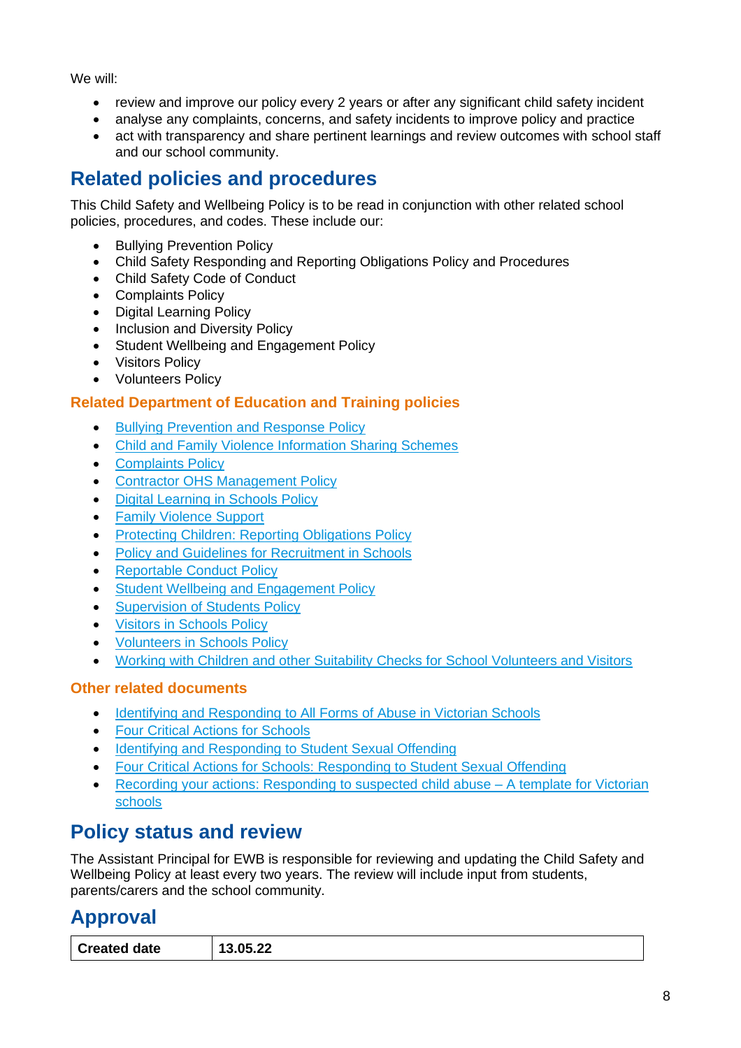We will:

- review and improve our policy every 2 years or after any significant child safety incident
- analyse any complaints, concerns, and safety incidents to improve policy and practice
- act with transparency and share pertinent learnings and review outcomes with school staff and our school community.

## Related policies and procedures

This Child Safety and Wellbeing Policy is to be read in conjunction with other related school policies, procedures, and codes. These include our:

- Bullying Prevention Policy
- Child Safety Responding and Reporting Obligations Policy and Procedures
- Child Safety Code of Conduct
- Complaints Policy
- Digital Learning Policy
- Inclusion and Diversity Policy
- Student Wellbeing and Engagement Policy
- Visitors Policy
- Volunteers Policy

### Related Department of Education and Training policies

- Bullying Prevention and Response Policy
- Child and Family Violence Information Sharing Schemes
- Complaints Policy
- Contractor OHS Management Policy
- Digital Learning in Schools Policy
- Family Violence Support
- Protecting Children: Reporting Obligations Policy
- Policy and Guidelines for Recruitment in Schools
- Reportable Conduct Policy
- Student Wellbeing and Engagement Policy
- Supervision of Students Policy
- Visitors in Schools Policy
- Volunteers in Schools Policy
- Working with Children and other Suitability Checks for School Volunteers and Visitors

### Other related documents

- Identifying and Responding to All Forms of Abuse in Victorian Schools
- Four Critical Actions for Schools
- Identifying and Responding to Student Sexual Offending
- Four Critical Actions for Schools: Responding to Student Sexual Offending
- Recording your actions: Responding to suspected child abuse – A template for Victorian schools

## Policy status and review

The Assistant Principal for EWB is responsible for reviewing and updating the Child Safety and Wellbeing Policy at least every two years. The review will include input from students, parents/carers and the school community.

## Approval

| | |
|---|---|
| **Created date** | **13.05.22** |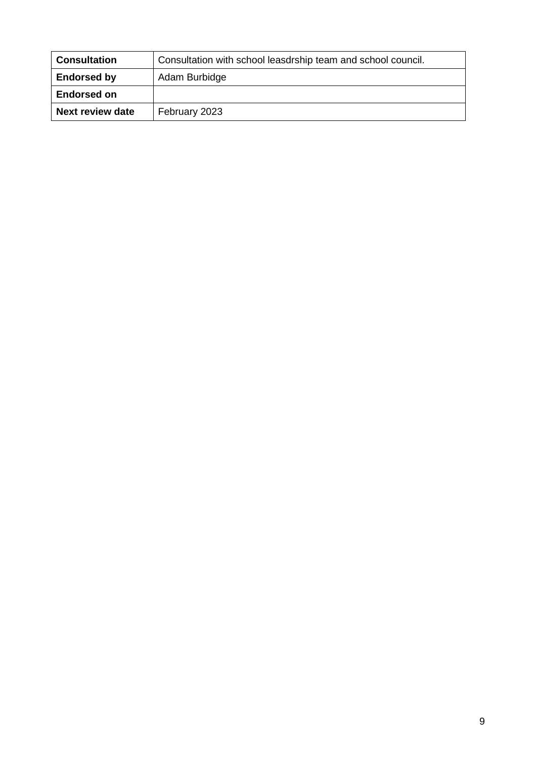| | |
|---|---|
| **Consultation** | Consultation with school leasdrship team and school council. |
| **Endorsed by** | Adam Burbidge |
| **Endorsed on** | |
| **Next review date** | February 2023 |